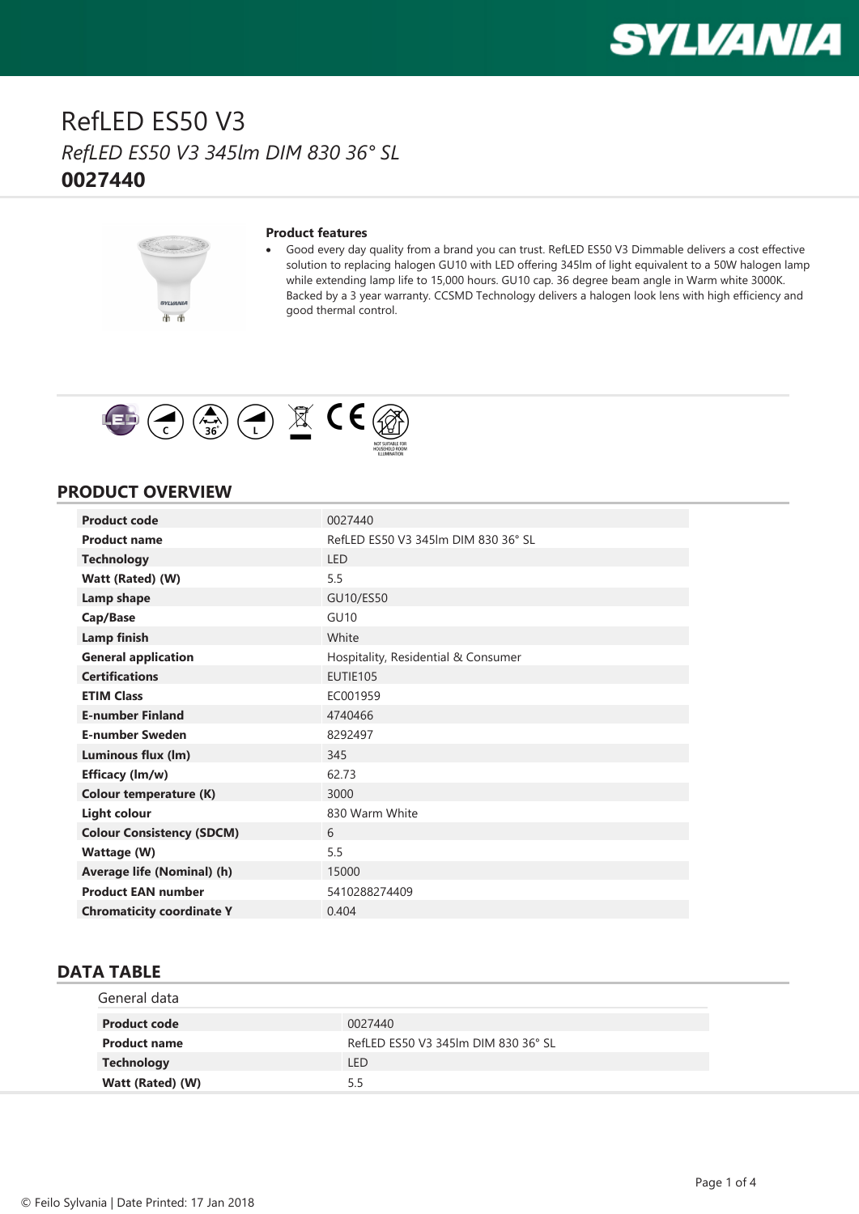# RefLED ES50 V3

*RefLED ES50 V3 345lm DIM 830 36° SL*

**0027440**

**Product features**

- Good every day quality from a brand you can trust. RefLED ES50 V3 Dimmable delivers a cost effective solution to replacing halogen GU10 with LED offering 345lm of light equivalent to a 50W halogen lamp while extending lamp life to 15,000 hours. GU10 cap. 36 degree beam angle in Warm white 3000K. Backed by a 3 year warranty. CCSMD Technology delivers a halogen look lens with high efficiency and good thermal control.

NOT SUITABLE FOR HOUSEHOLD ROOM ILLUMINATION

## PRODUCT OVERVIEW

| | |
|---|---|
| **Product code** | 0027440 |
| **Product name** | RefLED ES50 V3 345lm DIM 830 36° SL |
| **Technology** | LED |
| **Watt (Rated) (W)** | 5.5 |
| **Lamp shape** | GU10/ES50 |
| **Cap/Base** | GU10 |
| **Lamp finish** | White |
| **General application** | Hospitality, Residential & Consumer |
| **Certifications** | EUTIE105 |
| **ETIM Class** | EC001959 |
| **E-number Finland** | 4740466 |
| **E-number Sweden** | 8292497 |
| **Luminous flux (lm)** | 345 |
| **Efficacy (lm/w)** | 62.73 |
| **Colour temperature (K)** | 3000 |
| **Light colour** | 830 Warm White |
| **Colour Consistency (SDCM)** | 6 |
| **Wattage (W)** | 5.5 |
| **Average life (Nominal) (h)** | 15000 |
| **Product EAN number** | 5410288274409 |
| **Chromaticity coordinate Y** | 0.404 |

## DATA TABLE

General data

| | |
|---|---|
| **Product code** | 0027440 |
| **Product name** | RefLED ES50 V3 345lm DIM 830 36° SL |
| **Technology** | LED |
| **Watt (Rated) (W)** | 5.5 |

© Feilo Sylvania | Date Printed: 17 Jan 2018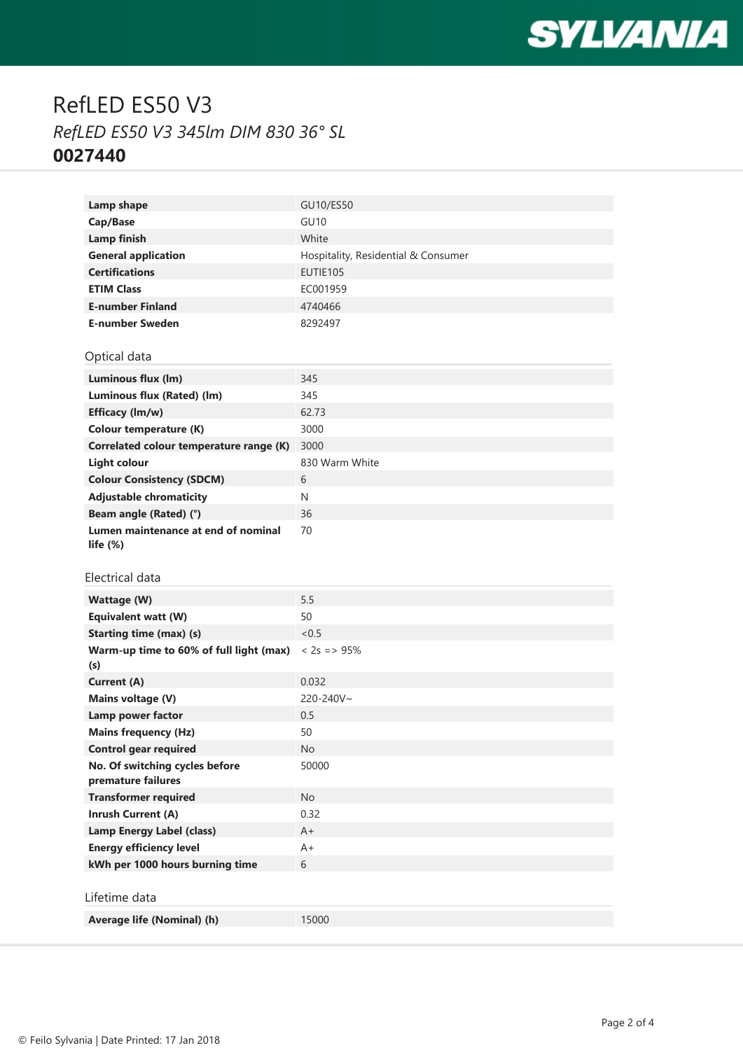# RefLED ES50 V3

*RefLED ES50 V3 345lm DIM 830 36° SL*

**0027440**

| | |
|---|---|
| **Lamp shape** | GU10/ES50 |
| **Cap/Base** | GU10 |
| **Lamp finish** | White |
| **General application** | Hospitality, Residential & Consumer |
| **Certifications** | EUTIE105 |
| **ETIM Class** | EC001959 |
| **E-number Finland** | 4740466 |
| **E-number Sweden** | 8292497 |

## Optical data

| | |
|---|---|
| **Luminous flux (lm)** | 345 |
| **Luminous flux (Rated) (lm)** | 345 |
| **Efficacy (lm/w)** | 62.73 |
| **Colour temperature (K)** | 3000 |
| **Correlated colour temperature range (K)** | 3000 |
| **Light colour** | 830 Warm White |
| **Colour Consistency (SDCM)** | 6 |
| **Adjustable chromaticity** | N |
| **Beam angle (Rated) (°)** | 36 |
| **Lumen maintenance at end of nominal life (%)** | 70 |

## Electrical data

| | |
|---|---|
| **Wattage (W)** | 5.5 |
| **Equivalent watt (W)** | 50 |
| **Starting time (max) (s)** | <0.5 |
| **Warm-up time to 60% of full light (max) (s)** | < 2s => 95% |
| **Current (A)** | 0.032 |
| **Mains voltage (V)** | 220-240V~ |
| **Lamp power factor** | 0.5 |
| **Mains frequency (Hz)** | 50 |
| **Control gear required** | No |
| **No. Of switching cycles before premature failures** | 50000 |
| **Transformer required** | No |
| **Inrush Current (A)** | 0.32 |
| **Lamp Energy Label (class)** | A+ |
| **Energy efficiency level** | A+ |
| **kWh per 1000 hours burning time** | 6 |

## Lifetime data

| | |
|---|---|
| **Average life (Nominal) (h)** | 15000 |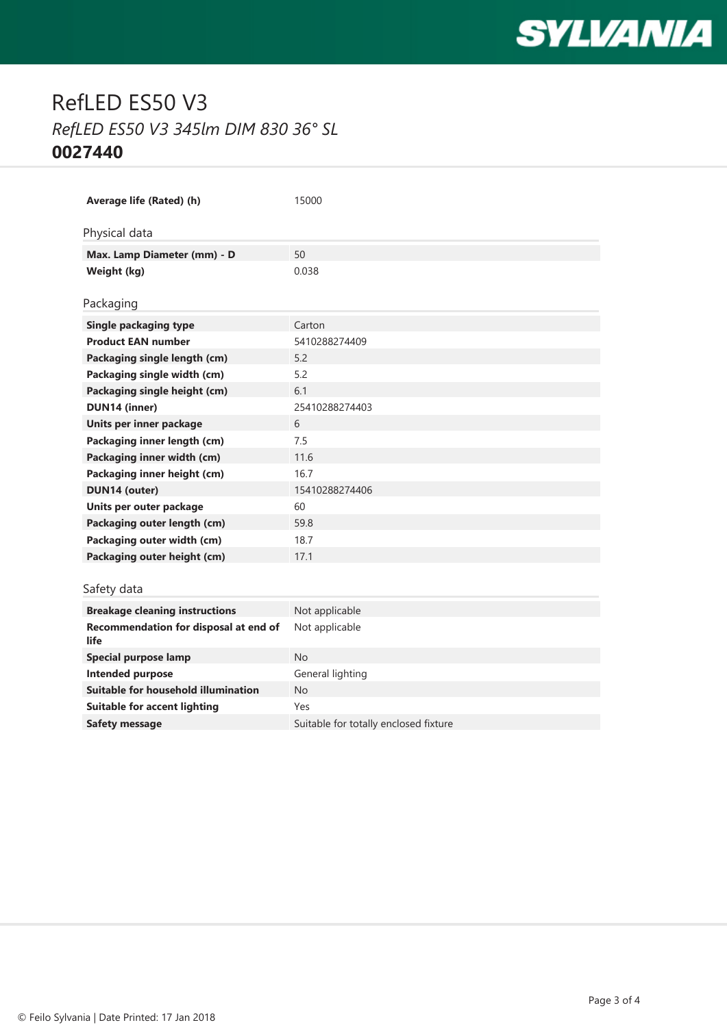# RefLED ES50 V3

*RefLED ES50 V3 345lm DIM 830 36° SL*

**0027440**

| | |
|---|---|
| **Average life (Rated) (h)** | 15000 |

## Physical data

| | |
|---|---|
| **Max. Lamp Diameter (mm) - D** | 50 |
| **Weight (kg)** | 0.038 |

## Packaging

| | |
|---|---|
| **Single packaging type** | Carton |
| **Product EAN number** | 5410288274409 |
| **Packaging single length (cm)** | 5.2 |
| **Packaging single width (cm)** | 5.2 |
| **Packaging single height (cm)** | 6.1 |
| **DUN14 (inner)** | 25410288274403 |
| **Units per inner package** | 6 |
| **Packaging inner length (cm)** | 7.5 |
| **Packaging inner width (cm)** | 11.6 |
| **Packaging inner height (cm)** | 16.7 |
| **DUN14 (outer)** | 15410288274406 |
| **Units per outer package** | 60 |
| **Packaging outer length (cm)** | 59.8 |
| **Packaging outer width (cm)** | 18.7 |
| **Packaging outer height (cm)** | 17.1 |

## Safety data

| | |
|---|---|
| **Breakage cleaning instructions** | Not applicable |
| **Recommendation for disposal at end of life** | Not applicable |
| **Special purpose lamp** | No |
| **Intended purpose** | General lighting |
| **Suitable for household illumination** | No |
| **Suitable for accent lighting** | Yes |
| **Safety message** | Suitable for totally enclosed fixture |

© Feilo Sylvania | Date Printed: 17 Jan 2018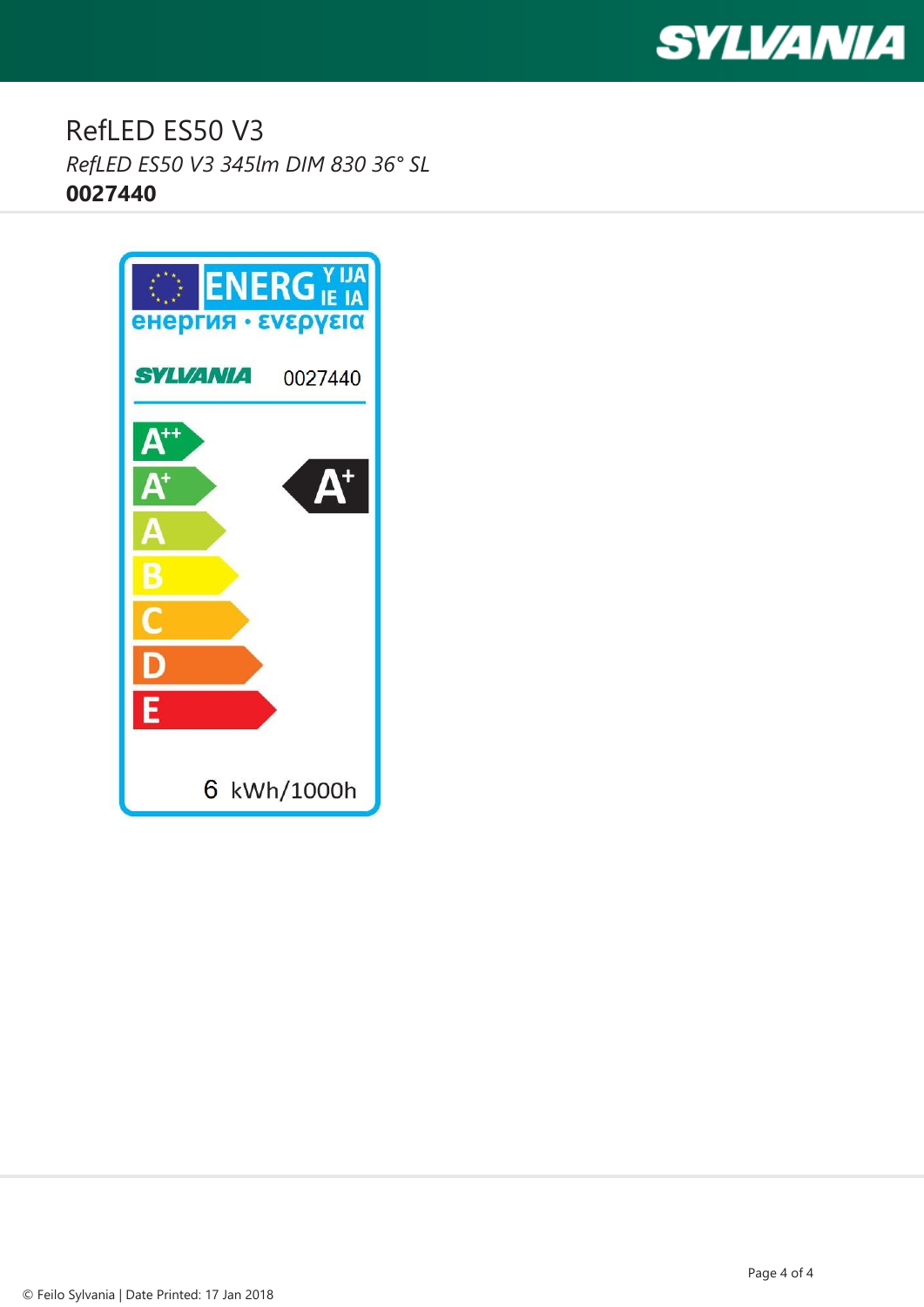# RefLED ES50 V3

*RefLED ES50 V3 345lm DIM 830 36° SL*

**0027440**

ENERGY IJA IE IA
енергия · ενεργεια

SYLVANIA 0027440

A++
A+
A
B
C
D
E

A+

6 kWh/1000h

© Feilo Sylvania | Date Printed: 17 Jan 2018